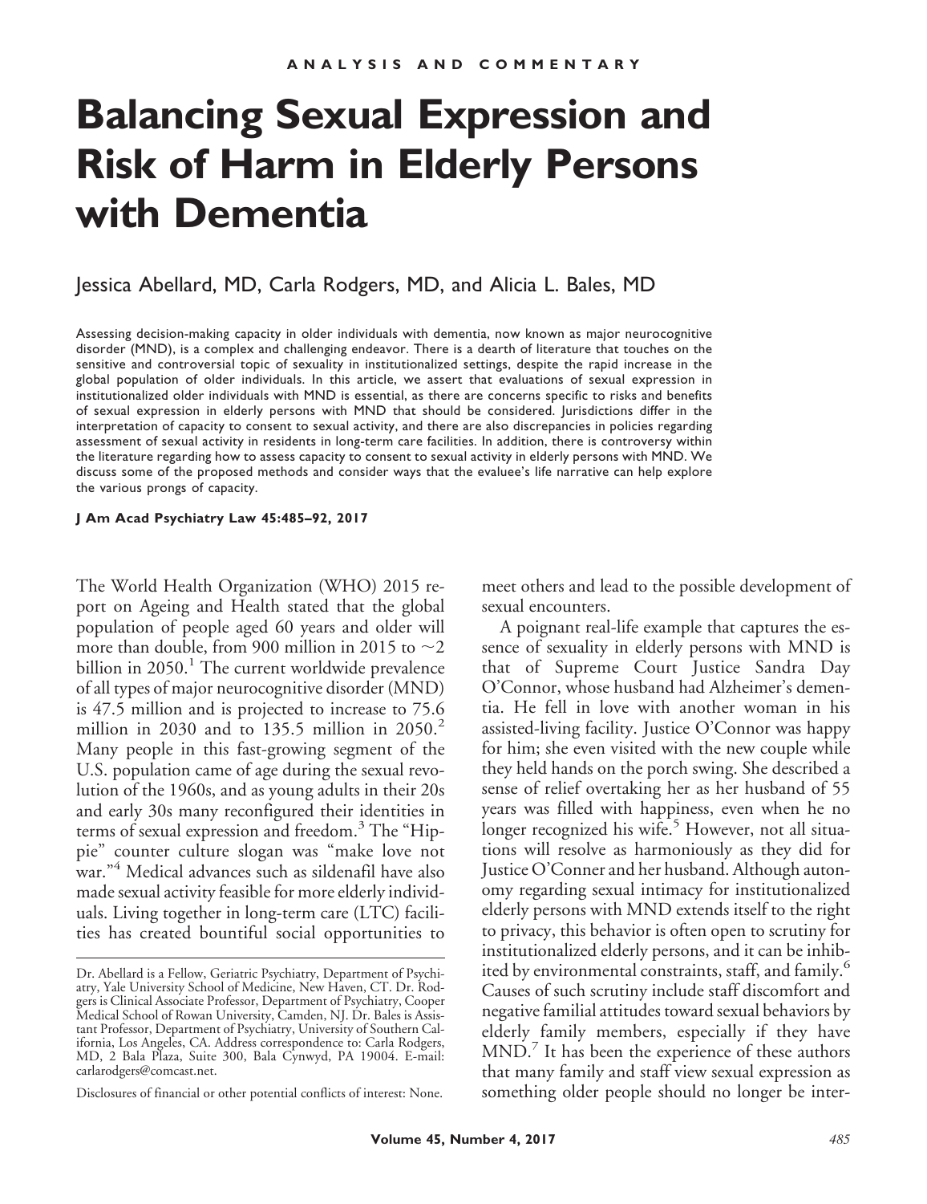ANALYSIS AND COMMENTARY

# Balancing Sexual Expression and Risk of Harm in Elderly Persons with Dementia

Jessica Abellard, MD, Carla Rodgers, MD, and Alicia L. Bales, MD

Assessing decision-making capacity in older individuals with dementia, now known as major neurocognitive disorder (MND), is a complex and challenging endeavor. There is a dearth of literature that touches on the sensitive and controversial topic of sexuality in institutionalized settings, despite the rapid increase in the global population of older individuals. In this article, we assert that evaluations of sexual expression in institutionalized older individuals with MND is essential, as there are concerns specific to risks and benefits of sexual expression in elderly persons with MND that should be considered. Jurisdictions differ in the interpretation of capacity to consent to sexual activity, and there are also discrepancies in policies regarding assessment of sexual activity in residents in long-term care facilities. In addition, there is controversy within the literature regarding how to assess capacity to consent to sexual activity in elderly persons with MND. We discuss some of the proposed methods and consider ways that the evaluee's life narrative can help explore the various prongs of capacity.

**J Am Acad Psychiatry Law 45:485–92, 2017**

The World Health Organization (WHO) 2015 report on Ageing and Health stated that the global population of people aged 60 years and older will more than double, from 900 million in 2015 to ~2 billion in 2050.[1] The current worldwide prevalence of all types of major neurocognitive disorder (MND) is 47.5 million and is projected to increase to 75.6 million in 2030 and to 135.5 million in 2050.[2] Many people in this fast-growing segment of the U.S. population came of age during the sexual revolution of the 1960s, and as young adults in their 20s and early 30s many reconfigured their identities in terms of sexual expression and freedom.[3] The "Hippie" counter culture slogan was "make love not war."[4] Medical advances such as sildenafil have also made sexual activity feasible for more elderly individuals. Living together in long-term care (LTC) facilities has created bountiful social opportunities to meet others and lead to the possible development of sexual encounters.

A poignant real-life example that captures the essence of sexuality in elderly persons with MND is that of Supreme Court Justice Sandra Day O'Connor, whose husband had Alzheimer's dementia. He fell in love with another woman in his assisted-living facility. Justice O'Connor was happy for him; she even visited with the new couple while they held hands on the porch swing. She described a sense of relief overtaking her as her husband of 55 years was filled with happiness, even when he no longer recognized his wife.[5] However, not all situations will resolve as harmoniously as they did for Justice O'Conner and her husband. Although autonomy regarding sexual intimacy for institutionalized elderly persons with MND extends itself to the right to privacy, this behavior is often open to scrutiny for institutionalized elderly persons, and it can be inhibited by environmental constraints, staff, and family.[6] Causes of such scrutiny include staff discomfort and negative familial attitudes toward sexual behaviors by elderly family members, especially if they have MND.[7] It has been the experience of these authors that many family and staff view sexual expression as something older people should no longer be inter-

---

Dr. Abellard is a Fellow, Geriatric Psychiatry, Department of Psychiatry, Yale University School of Medicine, New Haven, CT. Dr. Rodgers is Clinical Associate Professor, Department of Psychiatry, Cooper Medical School of Rowan University, Camden, NJ. Dr. Bales is Assistant Professor, Department of Psychiatry, University of Southern California, Los Angeles, CA. Address correspondence to: Carla Rodgers, MD, 2 Bala Plaza, Suite 300, Bala Cynwyd, PA 19004. E-mail: carlarodgers@comcast.net.

Disclosures of financial or other potential conflicts of interest: None.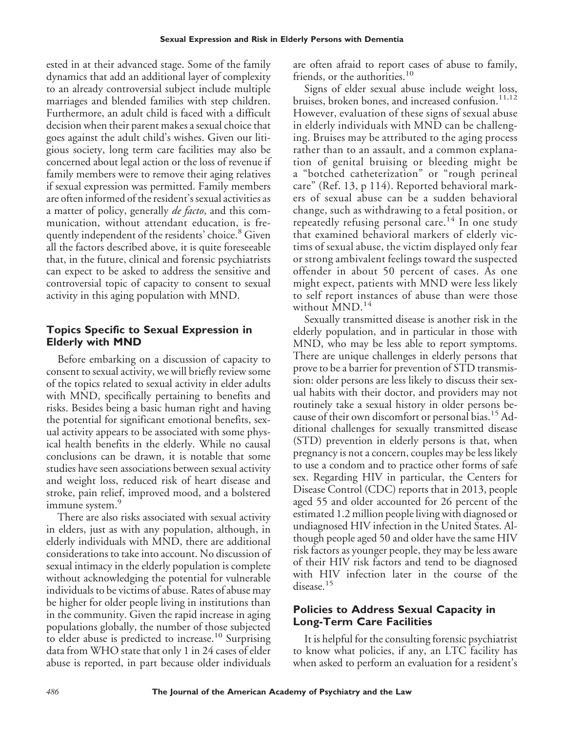ested in at their advanced stage. Some of the family dynamics that add an additional layer of complexity to an already controversial subject include multiple marriages and blended families with step children. Furthermore, an adult child is faced with a difficult decision when their parent makes a sexual choice that goes against the adult child's wishes. Given our litigious society, long term care facilities may also be concerned about legal action or the loss of revenue if family members were to remove their aging relatives if sexual expression was permitted. Family members are often informed of the resident's sexual activities as a matter of policy, generally *de facto*, and this communication, without attendant education, is frequently independent of the residents' choice.[8] Given all the factors described above, it is quite foreseeable that, in the future, clinical and forensic psychiatrists can expect to be asked to address the sensitive and controversial topic of capacity to consent to sexual activity in this aging population with MND.

## Topics Specific to Sexual Expression in Elderly with MND

Before embarking on a discussion of capacity to consent to sexual activity, we will briefly review some of the topics related to sexual activity in elder adults with MND, specifically pertaining to benefits and risks. Besides being a basic human right and having the potential for significant emotional benefits, sexual activity appears to be associated with some physical health benefits in the elderly. While no causal conclusions can be drawn, it is notable that some studies have seen associations between sexual activity and weight loss, reduced risk of heart disease and stroke, pain relief, improved mood, and a bolstered immune system.[9]

There are also risks associated with sexual activity in elders, just as with any population, although, in elderly individuals with MND, there are additional considerations to take into account. No discussion of sexual intimacy in the elderly population is complete without acknowledging the potential for vulnerable individuals to be victims of abuse. Rates of abuse may be higher for older people living in institutions than in the community. Given the rapid increase in aging populations globally, the number of those subjected to elder abuse is predicted to increase.[10] Surprising data from WHO state that only 1 in 24 cases of elder abuse is reported, in part because older individuals are often afraid to report cases of abuse to family, friends, or the authorities.[10]

Signs of elder sexual abuse include weight loss, bruises, broken bones, and increased confusion.[11,12] However, evaluation of these signs of sexual abuse in elderly individuals with MND can be challenging. Bruises may be attributed to the aging process rather than to an assault, and a common explanation of genital bruising or bleeding might be a "botched catheterization" or "rough perineal care" (Ref. 13, p 114). Reported behavioral markers of sexual abuse can be a sudden behavioral change, such as withdrawing to a fetal position, or repeatedly refusing personal care.[14] In one study that examined behavioral markers of elderly victims of sexual abuse, the victim displayed only fear or strong ambivalent feelings toward the suspected offender in about 50 percent of cases. As one might expect, patients with MND were less likely to self report instances of abuse than were those without MND.[14]

Sexually transmitted disease is another risk in the elderly population, and in particular in those with MND, who may be less able to report symptoms. There are unique challenges in elderly persons that prove to be a barrier for prevention of STD transmission: older persons are less likely to discuss their sexual habits with their doctor, and providers may not routinely take a sexual history in older persons because of their own discomfort or personal bias.[15] Additional challenges for sexually transmitted disease (STD) prevention in elderly persons is that, when pregnancy is not a concern, couples may be less likely to use a condom and to practice other forms of safe sex. Regarding HIV in particular, the Centers for Disease Control (CDC) reports that in 2013, people aged 55 and older accounted for 26 percent of the estimated 1.2 million people living with diagnosed or undiagnosed HIV infection in the United States. Although people aged 50 and older have the same HIV risk factors as younger people, they may be less aware of their HIV risk factors and tend to be diagnosed with HIV infection later in the course of the disease.[15]

## Policies to Address Sexual Capacity in Long-Term Care Facilities

It is helpful for the consulting forensic psychiatrist to know what policies, if any, an LTC facility has when asked to perform an evaluation for a resident's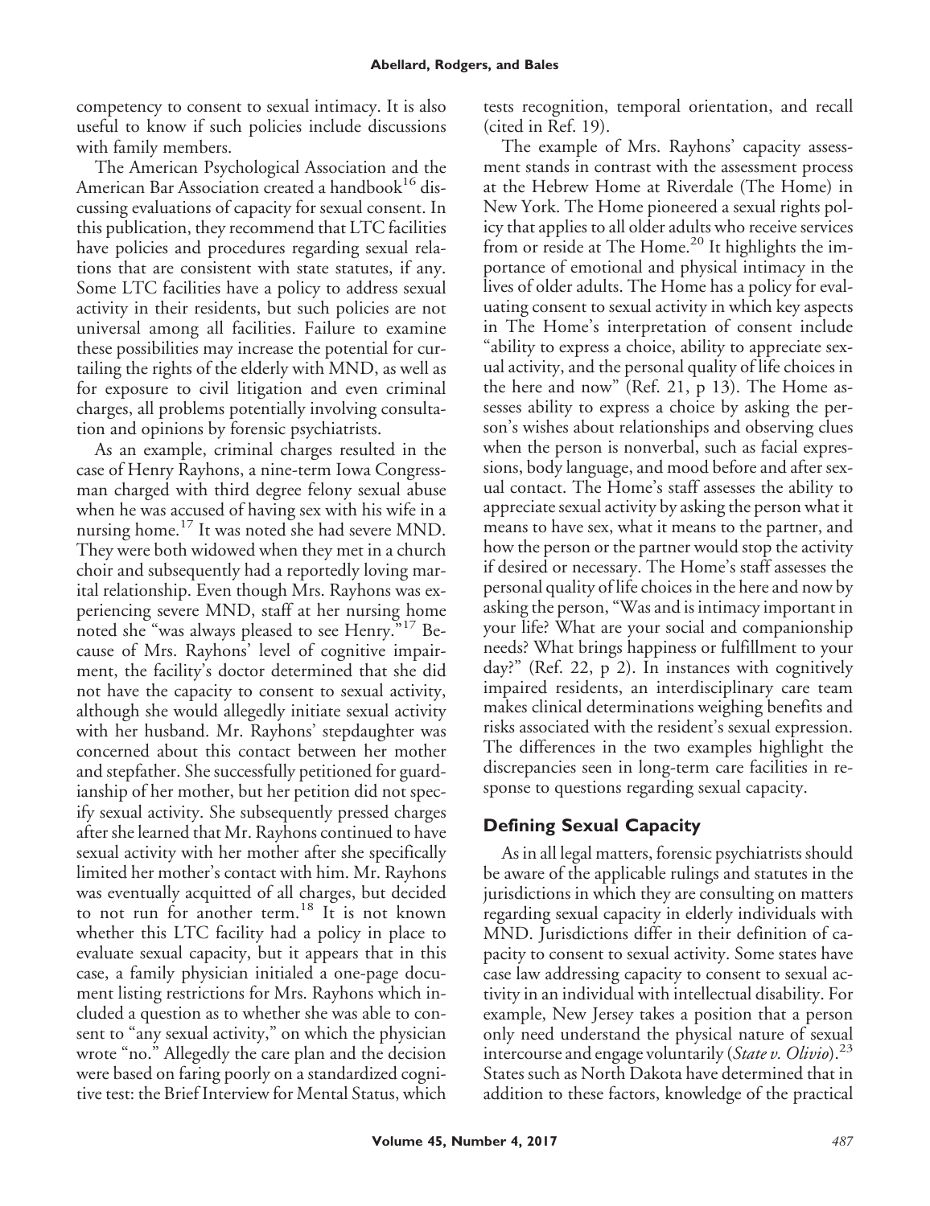competency to consent to sexual intimacy. It is also useful to know if such policies include discussions with family members.

The American Psychological Association and the American Bar Association created a handbook[16] discussing evaluations of capacity for sexual consent. In this publication, they recommend that LTC facilities have policies and procedures regarding sexual relations that are consistent with state statutes, if any. Some LTC facilities have a policy to address sexual activity in their residents, but such policies are not universal among all facilities. Failure to examine these possibilities may increase the potential for curtailing the rights of the elderly with MND, as well as for exposure to civil litigation and even criminal charges, all problems potentially involving consultation and opinions by forensic psychiatrists.

As an example, criminal charges resulted in the case of Henry Rayhons, a nine-term Iowa Congressman charged with third degree felony sexual abuse when he was accused of having sex with his wife in a nursing home.[17] It was noted she had severe MND. They were both widowed when they met in a church choir and subsequently had a reportedly loving marital relationship. Even though Mrs. Rayhons was experiencing severe MND, staff at her nursing home noted she "was always pleased to see Henry."[17] Because of Mrs. Rayhons' level of cognitive impairment, the facility's doctor determined that she did not have the capacity to consent to sexual activity, although she would allegedly initiate sexual activity with her husband. Mr. Rayhons' stepdaughter was concerned about this contact between her mother and stepfather. She successfully petitioned for guardianship of her mother, but her petition did not specify sexual activity. She subsequently pressed charges after she learned that Mr. Rayhons continued to have sexual activity with her mother after she specifically limited her mother's contact with him. Mr. Rayhons was eventually acquitted of all charges, but decided to not run for another term.[18] It is not known whether this LTC facility had a policy in place to evaluate sexual capacity, but it appears that in this case, a family physician initialed a one-page document listing restrictions for Mrs. Rayhons which included a question as to whether she was able to consent to "any sexual activity," on which the physician wrote "no." Allegedly the care plan and the decision were based on faring poorly on a standardized cognitive test: the Brief Interview for Mental Status, which tests recognition, temporal orientation, and recall (cited in Ref. 19).

The example of Mrs. Rayhons' capacity assessment stands in contrast with the assessment process at the Hebrew Home at Riverdale (The Home) in New York. The Home pioneered a sexual rights policy that applies to all older adults who receive services from or reside at The Home.[20] It highlights the importance of emotional and physical intimacy in the lives of older adults. The Home has a policy for evaluating consent to sexual activity in which key aspects in The Home's interpretation of consent include "ability to express a choice, ability to appreciate sexual activity, and the personal quality of life choices in the here and now" (Ref. 21, p 13). The Home assesses ability to express a choice by asking the person's wishes about relationships and observing clues when the person is nonverbal, such as facial expressions, body language, and mood before and after sexual contact. The Home's staff assesses the ability to appreciate sexual activity by asking the person what it means to have sex, what it means to the partner, and how the person or the partner would stop the activity if desired or necessary. The Home's staff assesses the personal quality of life choices in the here and now by asking the person, "Was and is intimacy important in your life? What are your social and companionship needs? What brings happiness or fulfillment to your day?" (Ref. 22, p 2). In instances with cognitively impaired residents, an interdisciplinary care team makes clinical determinations weighing benefits and risks associated with the resident's sexual expression. The differences in the two examples highlight the discrepancies seen in long-term care facilities in response to questions regarding sexual capacity.

## Defining Sexual Capacity

As in all legal matters, forensic psychiatrists should be aware of the applicable rulings and statutes in the jurisdictions in which they are consulting on matters regarding sexual capacity in elderly individuals with MND. Jurisdictions differ in their definition of capacity to consent to sexual activity. Some states have case law addressing capacity to consent to sexual activity in an individual with intellectual disability. For example, New Jersey takes a position that a person only need understand the physical nature of sexual intercourse and engage voluntarily (*State v. Olivio*).[23] States such as North Dakota have determined that in addition to these factors, knowledge of the practical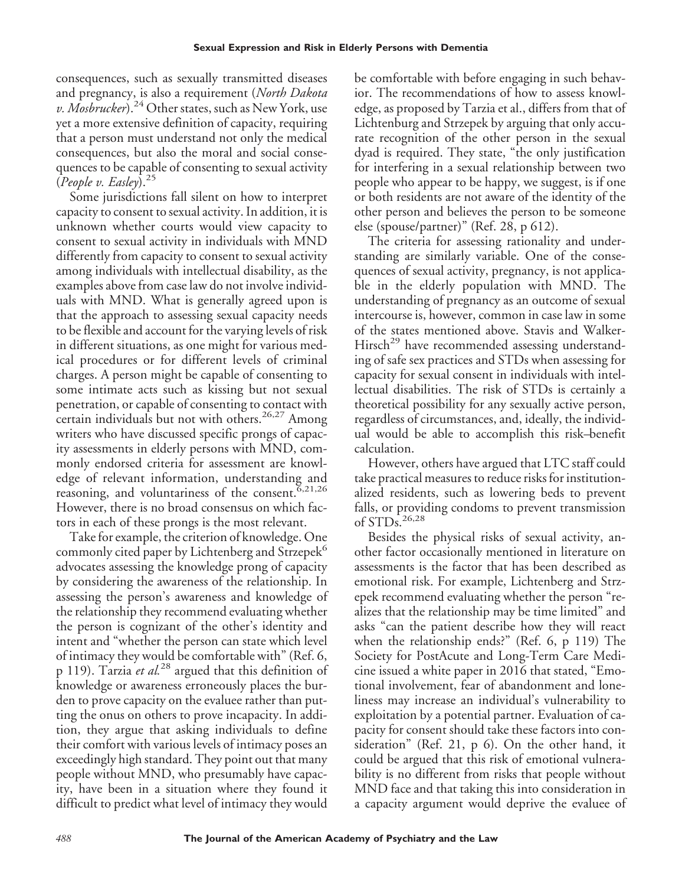consequences, such as sexually transmitted diseases and pregnancy, is also a requirement (*North Dakota v. Mosbrucker*).[24] Other states, such as New York, use yet a more extensive definition of capacity, requiring that a person must understand not only the medical consequences, but also the moral and social consequences to be capable of consenting to sexual activity (*People v. Easley*).[25]

Some jurisdictions fall silent on how to interpret capacity to consent to sexual activity. In addition, it is unknown whether courts would view capacity to consent to sexual activity in individuals with MND differently from capacity to consent to sexual activity among individuals with intellectual disability, as the examples above from case law do not involve individuals with MND. What is generally agreed upon is that the approach to assessing sexual capacity needs to be flexible and account for the varying levels of risk in different situations, as one might for various medical procedures or for different levels of criminal charges. A person might be capable of consenting to some intimate acts such as kissing but not sexual penetration, or capable of consenting to contact with certain individuals but not with others.[26,27] Among writers who have discussed specific prongs of capacity assessments in elderly persons with MND, commonly endorsed criteria for assessment are knowledge of relevant information, understanding and reasoning, and voluntariness of the consent.[6,21,26] However, there is no broad consensus on which factors in each of these prongs is the most relevant.

Take for example, the criterion of knowledge. One commonly cited paper by Lichtenberg and Strzepek[6] advocates assessing the knowledge prong of capacity by considering the awareness of the relationship. In assessing the person's awareness and knowledge of the relationship they recommend evaluating whether the person is cognizant of the other's identity and intent and "whether the person can state which level of intimacy they would be comfortable with" (Ref. 6, p 119). Tarzia *et al.*[28] argued that this definition of knowledge or awareness erroneously places the burden to prove capacity on the evaluee rather than putting the onus on others to prove incapacity. In addition, they argue that asking individuals to define their comfort with various levels of intimacy poses an exceedingly high standard. They point out that many people without MND, who presumably have capacity, have been in a situation where they found it difficult to predict what level of intimacy they would be comfortable with before engaging in such behavior. The recommendations of how to assess knowledge, as proposed by Tarzia et al., differs from that of Lichtenburg and Strzepek by arguing that only accurate recognition of the other person in the sexual dyad is required. They state, "the only justification for interfering in a sexual relationship between two people who appear to be happy, we suggest, is if one or both residents are not aware of the identity of the other person and believes the person to be someone else (spouse/partner)" (Ref. 28, p 612).

The criteria for assessing rationality and understanding are similarly variable. One of the consequences of sexual activity, pregnancy, is not applicable in the elderly population with MND. The understanding of pregnancy as an outcome of sexual intercourse is, however, common in case law in some of the states mentioned above. Stavis and Walker-Hirsch[29] have recommended assessing understanding of safe sex practices and STDs when assessing for capacity for sexual consent in individuals with intellectual disabilities. The risk of STDs is certainly a theoretical possibility for any sexually active person, regardless of circumstances, and, ideally, the individual would be able to accomplish this risk–benefit calculation.

However, others have argued that LTC staff could take practical measures to reduce risks for institutionalized residents, such as lowering beds to prevent falls, or providing condoms to prevent transmission of STDs.[26,28]

Besides the physical risks of sexual activity, another factor occasionally mentioned in literature on assessments is the factor that has been described as emotional risk. For example, Lichtenberg and Strzepek recommend evaluating whether the person "realizes that the relationship may be time limited" and asks "can the patient describe how they will react when the relationship ends?" (Ref. 6, p 119) The Society for PostAcute and Long-Term Care Medicine issued a white paper in 2016 that stated, "Emotional involvement, fear of abandonment and loneliness may increase an individual's vulnerability to exploitation by a potential partner. Evaluation of capacity for consent should take these factors into consideration" (Ref. 21, p 6). On the other hand, it could be argued that this risk of emotional vulnerability is no different from risks that people without MND face and that taking this into consideration in a capacity argument would deprive the evaluee of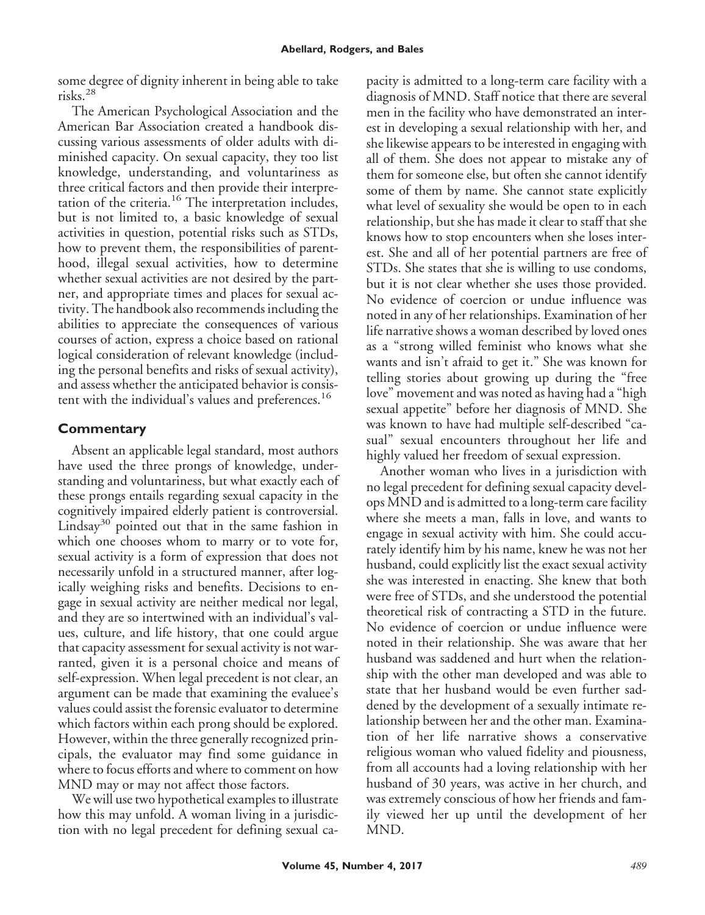some degree of dignity inherent in being able to take risks.[28]

The American Psychological Association and the American Bar Association created a handbook discussing various assessments of older adults with diminished capacity. On sexual capacity, they too list knowledge, understanding, and voluntariness as three critical factors and then provide their interpretation of the criteria.[16] The interpretation includes, but is not limited to, a basic knowledge of sexual activities in question, potential risks such as STDs, how to prevent them, the responsibilities of parenthood, illegal sexual activities, how to determine whether sexual activities are not desired by the partner, and appropriate times and places for sexual activity. The handbook also recommends including the abilities to appreciate the consequences of various courses of action, express a choice based on rational logical consideration of relevant knowledge (including the personal benefits and risks of sexual activity), and assess whether the anticipated behavior is consistent with the individual's values and preferences.[16]

## Commentary

Absent an applicable legal standard, most authors have used the three prongs of knowledge, understanding and voluntariness, but what exactly each of these prongs entails regarding sexual capacity in the cognitively impaired elderly patient is controversial. Lindsay[30] pointed out that in the same fashion in which one chooses whom to marry or to vote for, sexual activity is a form of expression that does not necessarily unfold in a structured manner, after logically weighing risks and benefits. Decisions to engage in sexual activity are neither medical nor legal, and they are so intertwined with an individual's values, culture, and life history, that one could argue that capacity assessment for sexual activity is not warranted, given it is a personal choice and means of self-expression. When legal precedent is not clear, an argument can be made that examining the evaluee's values could assist the forensic evaluator to determine which factors within each prong should be explored. However, within the three generally recognized principals, the evaluator may find some guidance in where to focus efforts and where to comment on how MND may or may not affect those factors.

We will use two hypothetical examples to illustrate how this may unfold. A woman living in a jurisdiction with no legal precedent for defining sexual capacity is admitted to a long-term care facility with a diagnosis of MND. Staff notice that there are several men in the facility who have demonstrated an interest in developing a sexual relationship with her, and she likewise appears to be interested in engaging with all of them. She does not appear to mistake any of them for someone else, but often she cannot identify some of them by name. She cannot state explicitly what level of sexuality she would be open to in each relationship, but she has made it clear to staff that she knows how to stop encounters when she loses interest. She and all of her potential partners are free of STDs. She states that she is willing to use condoms, but it is not clear whether she uses those provided. No evidence of coercion or undue influence was noted in any of her relationships. Examination of her life narrative shows a woman described by loved ones as a "strong willed feminist who knows what she wants and isn't afraid to get it." She was known for telling stories about growing up during the "free love" movement and was noted as having had a "high sexual appetite" before her diagnosis of MND. She was known to have had multiple self-described "casual" sexual encounters throughout her life and highly valued her freedom of sexual expression.

Another woman who lives in a jurisdiction with no legal precedent for defining sexual capacity develops MND and is admitted to a long-term care facility where she meets a man, falls in love, and wants to engage in sexual activity with him. She could accurately identify him by his name, knew he was not her husband, could explicitly list the exact sexual activity she was interested in enacting. She knew that both were free of STDs, and she understood the potential theoretical risk of contracting a STD in the future. No evidence of coercion or undue influence were noted in their relationship. She was aware that her husband was saddened and hurt when the relationship with the other man developed and was able to state that her husband would be even further saddened by the development of a sexually intimate relationship between her and the other man. Examination of her life narrative shows a conservative religious woman who valued fidelity and piousness, from all accounts had a loving relationship with her husband of 30 years, was active in her church, and was extremely conscious of how her friends and family viewed her up until the development of her MND.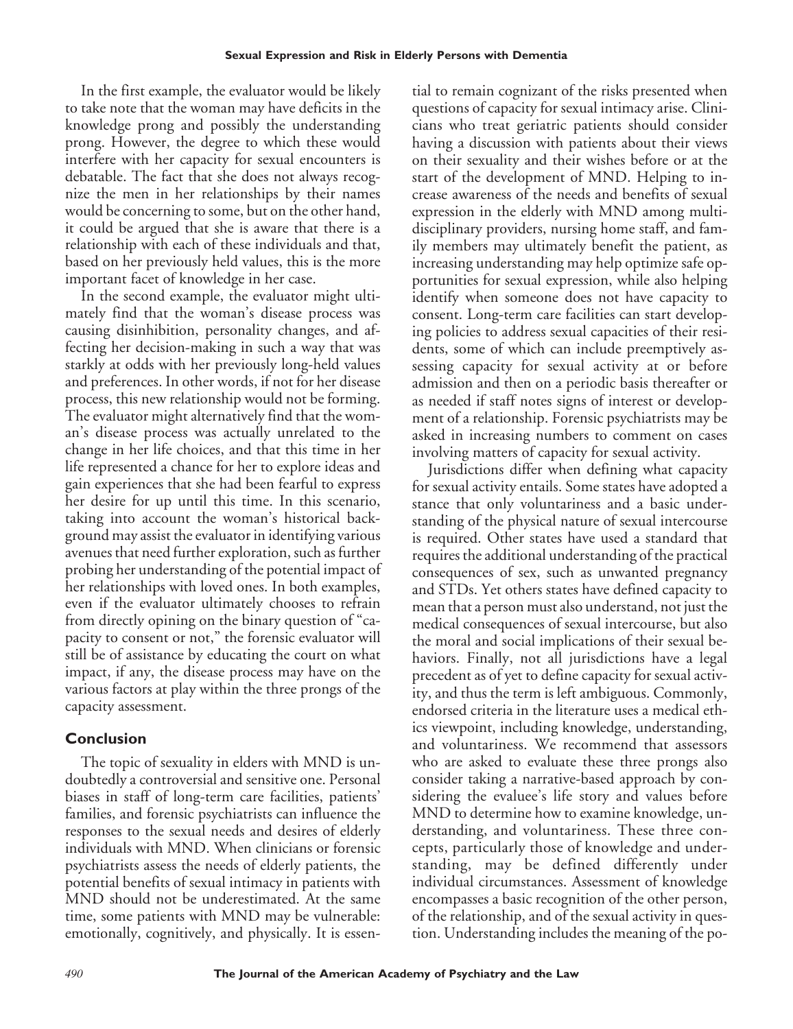In the first example, the evaluator would be likely to take note that the woman may have deficits in the knowledge prong and possibly the understanding prong. However, the degree to which these would interfere with her capacity for sexual encounters is debatable. The fact that she does not always recognize the men in her relationships by their names would be concerning to some, but on the other hand, it could be argued that she is aware that there is a relationship with each of these individuals and that, based on her previously held values, this is the more important facet of knowledge in her case.

In the second example, the evaluator might ultimately find that the woman's disease process was causing disinhibition, personality changes, and affecting her decision-making in such a way that was starkly at odds with her previously long-held values and preferences. In other words, if not for her disease process, this new relationship would not be forming. The evaluator might alternatively find that the woman's disease process was actually unrelated to the change in her life choices, and that this time in her life represented a chance for her to explore ideas and gain experiences that she had been fearful to express her desire for up until this time. In this scenario, taking into account the woman's historical background may assist the evaluator in identifying various avenues that need further exploration, such as further probing her understanding of the potential impact of her relationships with loved ones. In both examples, even if the evaluator ultimately chooses to refrain from directly opining on the binary question of "capacity to consent or not," the forensic evaluator will still be of assistance by educating the court on what impact, if any, the disease process may have on the various factors at play within the three prongs of the capacity assessment.

## Conclusion

The topic of sexuality in elders with MND is undoubtedly a controversial and sensitive one. Personal biases in staff of long-term care facilities, patients' families, and forensic psychiatrists can influence the responses to the sexual needs and desires of elderly individuals with MND. When clinicians or forensic psychiatrists assess the needs of elderly patients, the potential benefits of sexual intimacy in patients with MND should not be underestimated. At the same time, some patients with MND may be vulnerable: emotionally, cognitively, and physically. It is essential to remain cognizant of the risks presented when questions of capacity for sexual intimacy arise. Clinicians who treat geriatric patients should consider having a discussion with patients about their views on their sexuality and their wishes before or at the start of the development of MND. Helping to increase awareness of the needs and benefits of sexual expression in the elderly with MND among multidisciplinary providers, nursing home staff, and family members may ultimately benefit the patient, as increasing understanding may help optimize safe opportunities for sexual expression, while also helping identify when someone does not have capacity to consent. Long-term care facilities can start developing policies to address sexual capacities of their residents, some of which can include preemptively assessing capacity for sexual activity at or before admission and then on a periodic basis thereafter or as needed if staff notes signs of interest or development of a relationship. Forensic psychiatrists may be asked in increasing numbers to comment on cases involving matters of capacity for sexual activity.

Jurisdictions differ when defining what capacity for sexual activity entails. Some states have adopted a stance that only voluntariness and a basic understanding of the physical nature of sexual intercourse is required. Other states have used a standard that requires the additional understanding of the practical consequences of sex, such as unwanted pregnancy and STDs. Yet others states have defined capacity to mean that a person must also understand, not just the medical consequences of sexual intercourse, but also the moral and social implications of their sexual behaviors. Finally, not all jurisdictions have a legal precedent as of yet to define capacity for sexual activity, and thus the term is left ambiguous. Commonly, endorsed criteria in the literature uses a medical ethics viewpoint, including knowledge, understanding, and voluntariness. We recommend that assessors who are asked to evaluate these three prongs also consider taking a narrative-based approach by considering the evaluee's life story and values before MND to determine how to examine knowledge, understanding, and voluntariness. These three concepts, particularly those of knowledge and understanding, may be defined differently under individual circumstances. Assessment of knowledge encompasses a basic recognition of the other person, of the relationship, and of the sexual activity in question. Understanding includes the meaning of the po-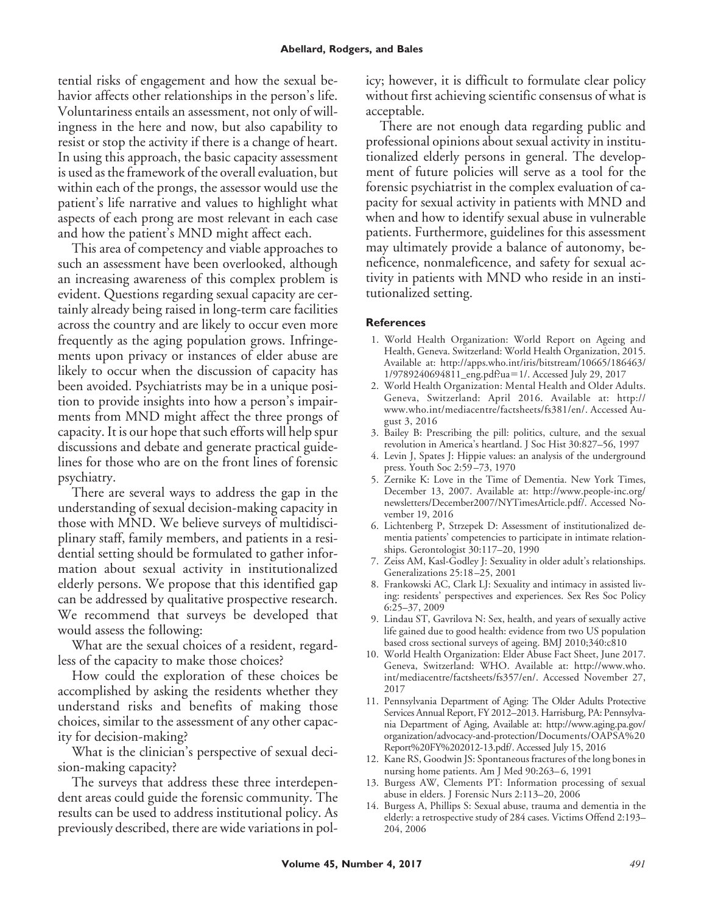tential risks of engagement and how the sexual behavior affects other relationships in the person's life. Voluntariness entails an assessment, not only of willingness in the here and now, but also capability to resist or stop the activity if there is a change of heart. In using this approach, the basic capacity assessment is used as the framework of the overall evaluation, but within each of the prongs, the assessor would use the patient's life narrative and values to highlight what aspects of each prong are most relevant in each case and how the patient's MND might affect each.

This area of competency and viable approaches to such an assessment have been overlooked, although an increasing awareness of this complex problem is evident. Questions regarding sexual capacity are certainly already being raised in long-term care facilities across the country and are likely to occur even more frequently as the aging population grows. Infringements upon privacy or instances of elder abuse are likely to occur when the discussion of capacity has been avoided. Psychiatrists may be in a unique position to provide insights into how a person's impairments from MND might affect the three prongs of capacity. It is our hope that such efforts will help spur discussions and debate and generate practical guidelines for those who are on the front lines of forensic psychiatry.

There are several ways to address the gap in the understanding of sexual decision-making capacity in those with MND. We believe surveys of multidisciplinary staff, family members, and patients in a residential setting should be formulated to gather information about sexual activity in institutionalized elderly persons. We propose that this identified gap can be addressed by qualitative prospective research. We recommend that surveys be developed that would assess the following:

What are the sexual choices of a resident, regardless of the capacity to make those choices?

How could the exploration of these choices be accomplished by asking the residents whether they understand risks and benefits of making those choices, similar to the assessment of any other capacity for decision-making?

What is the clinician's perspective of sexual decision-making capacity?

The surveys that address these three interdependent areas could guide the forensic community. The results can be used to address institutional policy. As previously described, there are wide variations in policy; however, it is difficult to formulate clear policy without first achieving scientific consensus of what is acceptable.

There are not enough data regarding public and professional opinions about sexual activity in institutionalized elderly persons in general. The development of future policies will serve as a tool for the forensic psychiatrist in the complex evaluation of capacity for sexual activity in patients with MND and when and how to identify sexual abuse in vulnerable patients. Furthermore, guidelines for this assessment may ultimately provide a balance of autonomy, beneficence, nonmaleficence, and safety for sexual activity in patients with MND who reside in an institutionalized setting.

### References

1. World Health Organization: World Report on Ageing and Health, Geneva. Switzerland: World Health Organization, 2015. Available at: http://apps.who.int/iris/bitstream/10665/186463/1/9789240694811_eng.pdf?ua=1/. Accessed July 29, 2017
2. World Health Organization: Mental Health and Older Adults. Geneva, Switzerland: April 2016. Available at: http://www.who.int/mediacentre/factsheets/fs381/en/. Accessed August 3, 2016
3. Bailey B: Prescribing the pill: politics, culture, and the sexual revolution in America's heartland. J Soc Hist 30:827–56, 1997
4. Levin J, Spates J: Hippie values: an analysis of the underground press. Youth Soc 2:59–73, 1970
5. Zernike K: Love in the Time of Dementia. New York Times, December 13, 2007. Available at: http://www.people-inc.org/newsletters/December2007/NYTimesArticle.pdf/. Accessed November 19, 2016
6. Lichtenberg P, Strzepek D: Assessment of institutionalized dementia patients' competencies to participate in intimate relationships. Gerontologist 30:117–20, 1990
7. Zeiss AM, Kasl-Godley J: Sexuality in older adult's relationships. Generalizations 25:18–25, 2001
8. Frankowski AC, Clark LJ: Sexuality and intimacy in assisted living: residents' perspectives and experiences. Sex Res Soc Policy 6:25–37, 2009
9. Lindau ST, Gavrilova N: Sex, health, and years of sexually active life gained due to good health: evidence from two US population based cross sectional surveys of ageing. BMJ 2010;340:c810
10. World Health Organization: Elder Abuse Fact Sheet, June 2017. Geneva, Switzerland: WHO. Available at: http://www.who.int/mediacentre/factsheets/fs357/en/. Accessed November 27, 2017
11. Pennsylvania Department of Aging: The Older Adults Protective Services Annual Report, FY 2012–2013. Harrisburg, PA: Pennsylvania Department of Aging, Available at: http://www.aging.pa.gov/organization/advocacy-and-protection/Documents/OAPSA%20Report%20FY%202012-13.pdf/. Accessed July 15, 2016
12. Kane RS, Goodwin JS: Spontaneous fractures of the long bones in nursing home patients. Am J Med 90:263–6, 1991
13. Burgess AW, Clements PT: Information processing of sexual abuse in elders. J Forensic Nurs 2:113–20, 2006
14. Burgess A, Phillips S: Sexual abuse, trauma and dementia in the elderly: a retrospective study of 284 cases. Victims Offend 2:193–204, 2006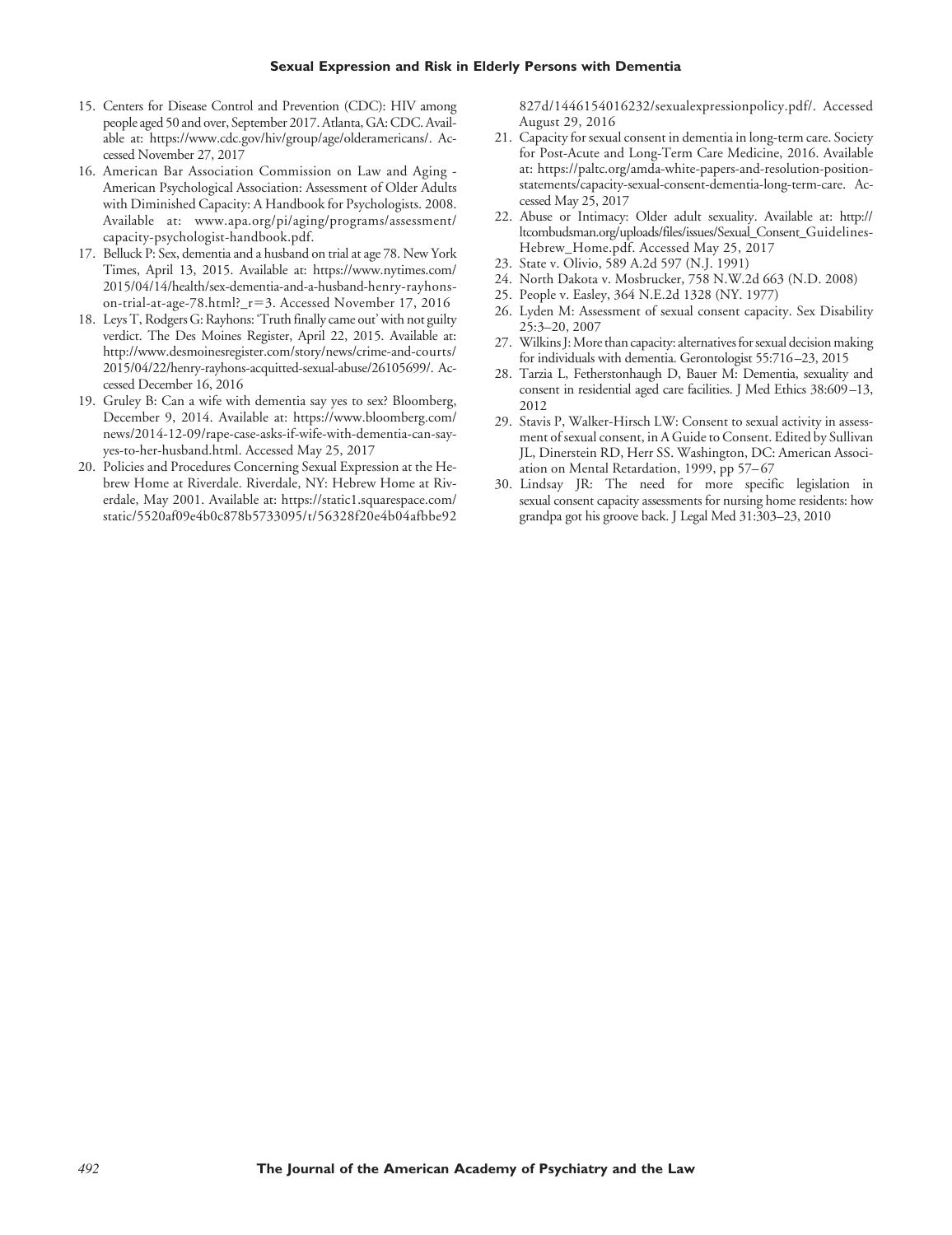15. Centers for Disease Control and Prevention (CDC): HIV among people aged 50 and over, September 2017. Atlanta, GA: CDC. Available at: https://www.cdc.gov/hiv/group/age/olderamericans/. Accessed November 27, 2017
16. American Bar Association Commission on Law and Aging - American Psychological Association: Assessment of Older Adults with Diminished Capacity: A Handbook for Psychologists. 2008. Available at: www.apa.org/pi/aging/programs/assessment/capacity-psychologist-handbook.pdf.
17. Belluck P: Sex, dementia and a husband on trial at age 78. New York Times, April 13, 2015. Available at: https://www.nytimes.com/2015/04/14/health/sex-dementia-and-a-husband-henry-rayhons-on-trial-at-age-78.html?_r=3. Accessed November 17, 2016
18. Leys T, Rodgers G: Rayhons: 'Truth finally came out' with not guilty verdict. The Des Moines Register, April 22, 2015. Available at: http://www.desmoinesregister.com/story/news/crime-and-courts/2015/04/22/henry-rayhons-acquitted-sexual-abuse/26105699/. Accessed December 16, 2016
19. Gruley B: Can a wife with dementia say yes to sex? Bloomberg, December 9, 2014. Available at: https://www.bloomberg.com/news/2014-12-09/rape-case-asks-if-wife-with-dementia-can-say-yes-to-her-husband.html. Accessed May 25, 2017
20. Policies and Procedures Concerning Sexual Expression at the Hebrew Home at Riverdale. Riverdale, NY: Hebrew Home at Riverdale, May 2001. Available at: https://static1.squarespace.com/static/5520af09e4b0c878b5733095/t/56328f20e4b04afbbe92827d/1446154016232/sexualexpressionpolicy.pdf/. Accessed August 29, 2016
21. Capacity for sexual consent in dementia in long-term care. Society for Post-Acute and Long-Term Care Medicine, 2016. Available at: https://paltc.org/amda-white-papers-and-resolution-position-statements/capacity-sexual-consent-dementia-long-term-care. Accessed May 25, 2017
22. Abuse or Intimacy: Older adult sexuality. Available at: http://ltcombudsman.org/uploads/files/issues/Sexual_Consent_Guidelines-Hebrew_Home.pdf. Accessed May 25, 2017
23. State v. Olivio, 589 A.2d 597 (N.J. 1991)
24. North Dakota v. Mosbrucker, 758 N.W.2d 663 (N.D. 2008)
25. People v. Easley, 364 N.E.2d 1328 (NY. 1977)
26. Lyden M: Assessment of sexual consent capacity. Sex Disability 25:3–20, 2007
27. Wilkins J: More than capacity: alternatives for sexual decision making for individuals with dementia. Gerontologist 55:716–23, 2015
28. Tarzia L, Fetherstonhaugh D, Bauer M: Dementia, sexuality and consent in residential aged care facilities. J Med Ethics 38:609–13, 2012
29. Stavis P, Walker-Hirsch LW: Consent to sexual activity in assessment of sexual consent, in A Guide to Consent. Edited by Sullivan JL, Dinerstein RD, Herr SS. Washington, DC: American Association on Mental Retardation, 1999, pp 57–67
30. Lindsay JR: The need for more specific legislation in sexual consent capacity assessments for nursing home residents: how grandpa got his groove back. J Legal Med 31:303–23, 2010